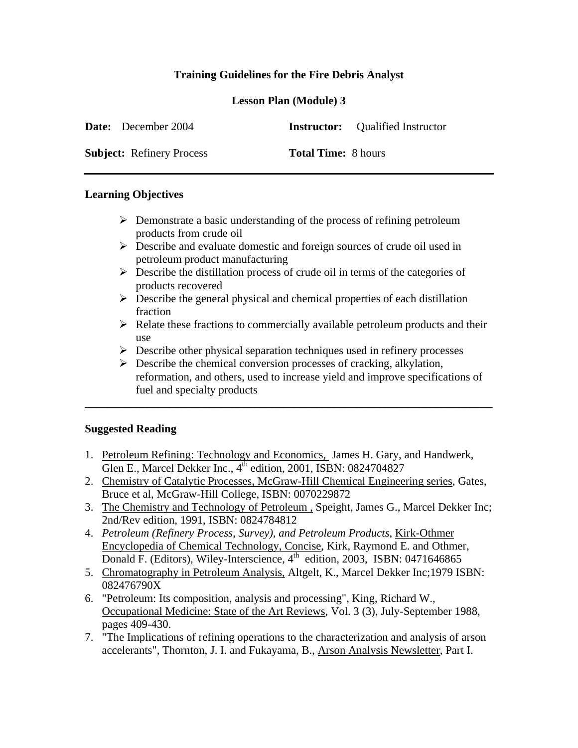# Training Guidelines for the Fire Debris Analyst

## Lesson Plan (Module) 3

**Date:** December 2004 **Instructor:** Qualified Instructor

**Subject:** Refinery Process **Total Time:** 8 hours

---

### Learning Objectives

- Demonstrate a basic understanding of the process of refining petroleum products from crude oil
- Describe and evaluate domestic and foreign sources of crude oil used in petroleum product manufacturing
- Describe the distillation process of crude oil in terms of the categories of products recovered
- Describe the general physical and chemical properties of each distillation fraction
- Relate these fractions to commercially available petroleum products and their use
- Describe other physical separation techniques used in refinery processes
- Describe the chemical conversion processes of cracking, alkylation, reformation, and others, used to increase yield and improve specifications of fuel and specialty products

---

### Suggested Reading

1. Petroleum Refining: Technology and Economics, James H. Gary, and Handwerk, Glen E., Marcel Dekker Inc., 4th edition, 2001, ISBN: 0824704827
2. Chemistry of Catalytic Processes, McGraw-Hill Chemical Engineering series, Gates, Bruce et al, McGraw-Hill College, ISBN: 0070229872
3. The Chemistry and Technology of Petroleum , Speight, James G., Marcel Dekker Inc; 2nd/Rev edition, 1991, ISBN: 0824784812
4. *Petroleum (Refinery Process, Survey), and Petroleum Products*, Kirk-Othmer Encyclopedia of Chemical Technology, Concise, Kirk, Raymond E. and Othmer, Donald F. (Editors), Wiley-Interscience, 4th edition, 2003, ISBN: 0471646865
5. Chromatography in Petroleum Analysis, Altgelt, K., Marcel Dekker Inc;1979 ISBN: 082476790X
6. "Petroleum: Its composition, analysis and processing", King, Richard W., Occupational Medicine: State of the Art Reviews, Vol. 3 (3), July-September 1988, pages 409-430.
7. "The Implications of refining operations to the characterization and analysis of arson accelerants", Thornton, J. I. and Fukayama, B., Arson Analysis Newsletter, Part I.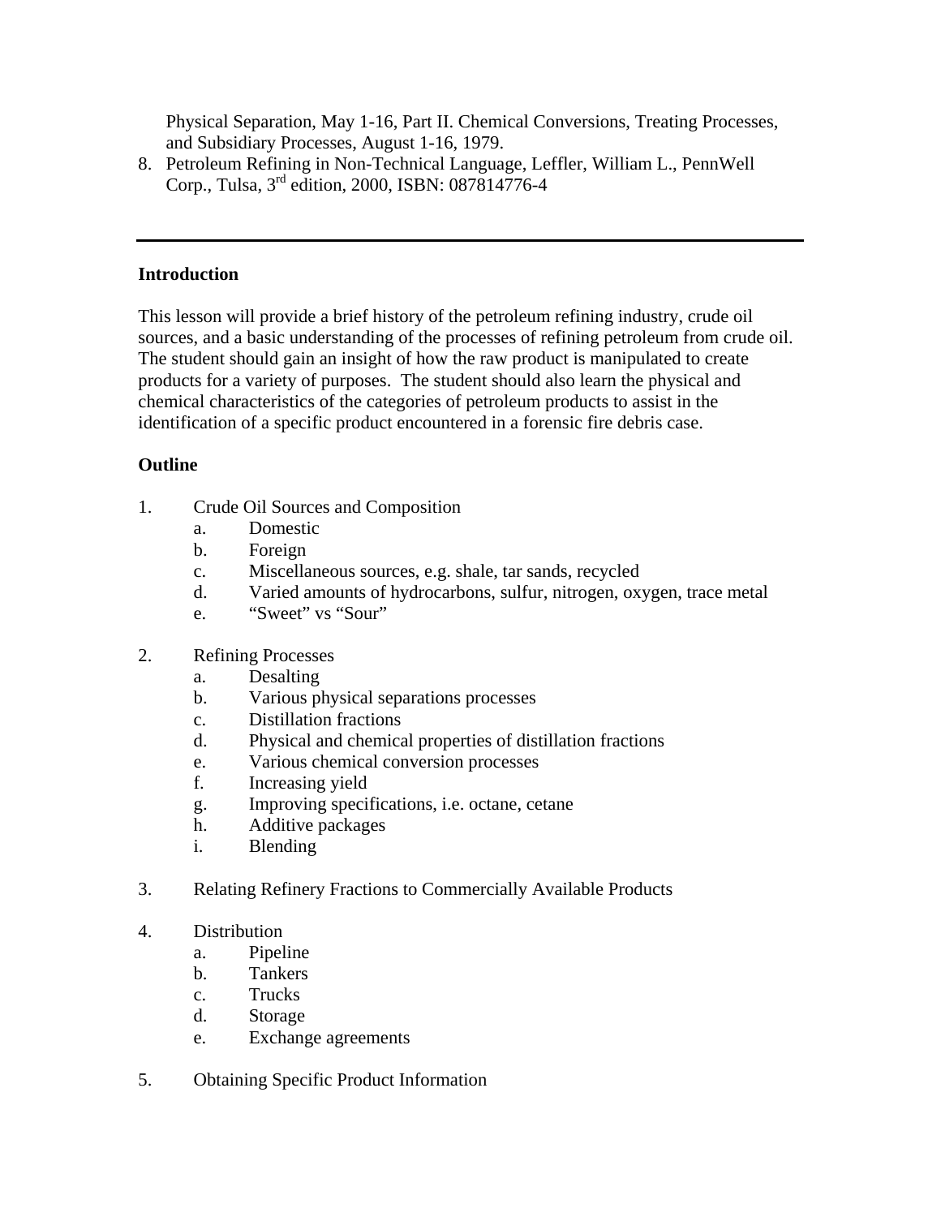Physical Separation, May 1-16, Part II. Chemical Conversions, Treating Processes, and Subsidiary Processes, August 1-16, 1979.

8. Petroleum Refining in Non-Technical Language, Leffler, William L., PennWell Corp., Tulsa, 3rd edition, 2000, ISBN: 087814776-4

---

**Introduction**

This lesson will provide a brief history of the petroleum refining industry, crude oil sources, and a basic understanding of the processes of refining petroleum from crude oil. The student should gain an insight of how the raw product is manipulated to create products for a variety of purposes. The student should also learn the physical and chemical characteristics of the categories of petroleum products to assist in the identification of a specific product encountered in a forensic fire debris case.

**Outline**

1. Crude Oil Sources and Composition
    a. Domestic
    b. Foreign
    c. Miscellaneous sources, e.g. shale, tar sands, recycled
    d. Varied amounts of hydrocarbons, sulfur, nitrogen, oxygen, trace metal
    e. “Sweet” vs “Sour”

2. Refining Processes
    a. Desalting
    b. Various physical separations processes
    c. Distillation fractions
    d. Physical and chemical properties of distillation fractions
    e. Various chemical conversion processes
    f. Increasing yield
    g. Improving specifications, i.e. octane, cetane
    h. Additive packages
    i. Blending

3. Relating Refinery Fractions to Commercially Available Products

4. Distribution
    a. Pipeline
    b. Tankers
    c. Trucks
    d. Storage
    e. Exchange agreements

5. Obtaining Specific Product Information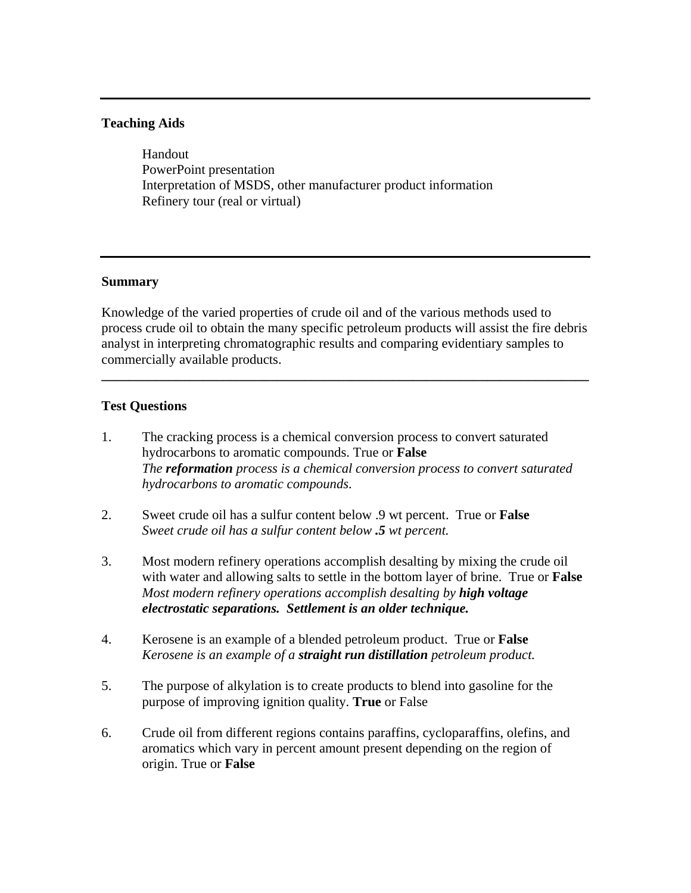---

**Teaching Aids**

Handout
PowerPoint presentation
Interpretation of MSDS, other manufacturer product information
Refinery tour (real or virtual)

---

**Summary**

Knowledge of the varied properties of crude oil and of the various methods used to process crude oil to obtain the many specific petroleum products will assist the fire debris analyst in interpreting chromatographic results and comparing evidentiary samples to commercially available products.

---

**Test Questions**

1. The cracking process is a chemical conversion process to convert saturated hydrocarbons to aromatic compounds. True or **False**
   *The **reformation** process is a chemical conversion process to convert saturated hydrocarbons to aromatic compounds.*

2. Sweet crude oil has a sulfur content below .9 wt percent. True or **False**
   *Sweet crude oil has a sulfur content below **.5** wt percent.*

3. Most modern refinery operations accomplish desalting by mixing the crude oil with water and allowing salts to settle in the bottom layer of brine. True or **False**
   *Most modern refinery operations accomplish desalting by **high voltage electrostatic separations. Settlement is an older technique.***

4. Kerosene is an example of a blended petroleum product. True or **False**
   *Kerosene is an example of a **straight run distillation** petroleum product.*

5. The purpose of alkylation is to create products to blend into gasoline for the purpose of improving ignition quality. **True** or False

6. Crude oil from different regions contains paraffins, cycloparaffins, olefins, and aromatics which vary in percent amount present depending on the region of origin. True or **False**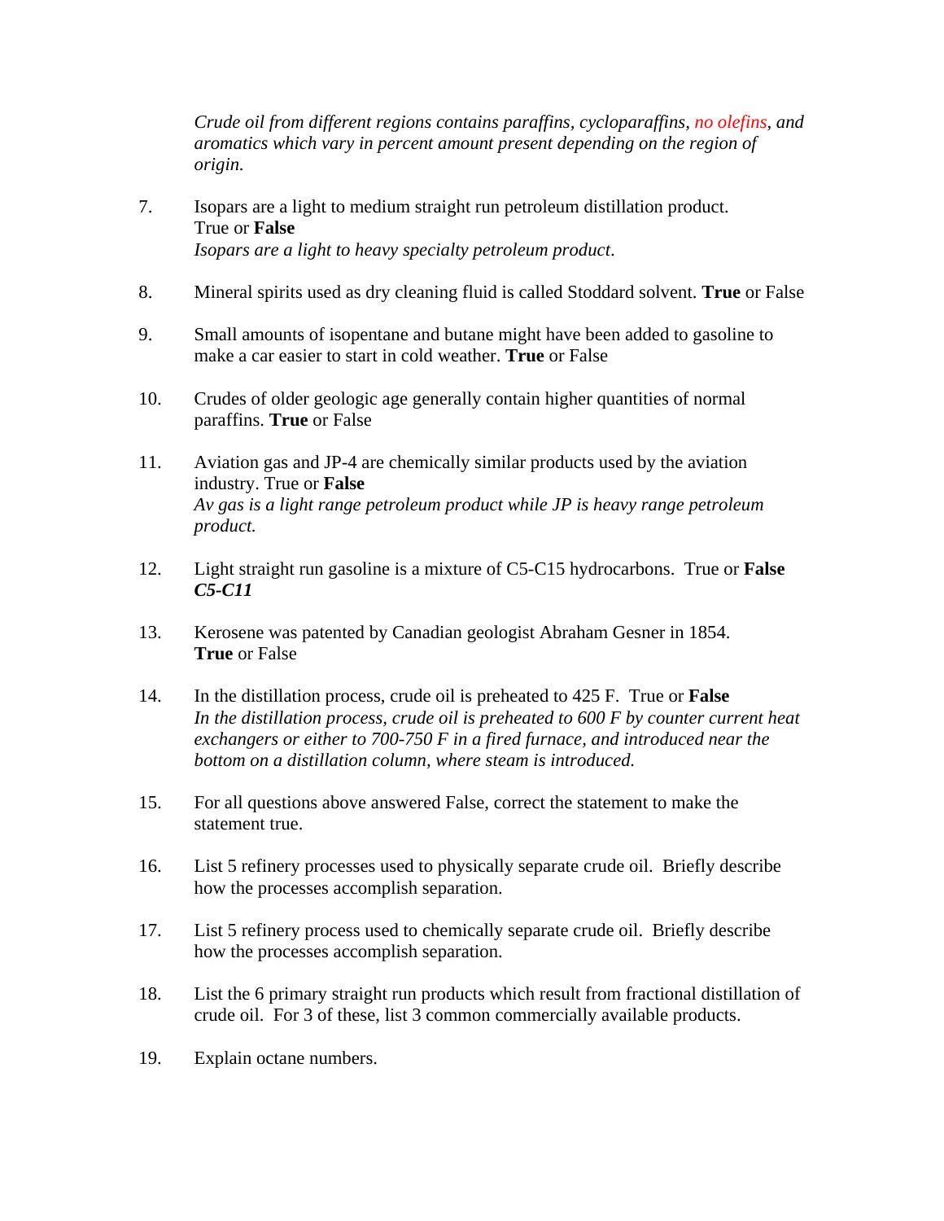*Crude oil from different regions contains paraffins, cycloparaffins, no olefins, and aromatics which vary in percent amount present depending on the region of origin.*

7. Isopars are a light to medium straight run petroleum distillation product. True or **False**
   *Isopars are a light to heavy specialty petroleum product*.

8. Mineral spirits used as dry cleaning fluid is called Stoddard solvent. **True** or False

9. Small amounts of isopentane and butane might have been added to gasoline to make a car easier to start in cold weather. **True** or False

10. Crudes of older geologic age generally contain higher quantities of normal paraffins. **True** or False

11. Aviation gas and JP-4 are chemically similar products used by the aviation industry. True or **False**
    *Av gas is a light range petroleum product while JP is heavy range petroleum product.*

12. Light straight run gasoline is a mixture of C5-C15 hydrocarbons. True or **False**
    ***C5-C11***

13. Kerosene was patented by Canadian geologist Abraham Gesner in 1854. **True** or False

14. In the distillation process, crude oil is preheated to 425 F. True or **False**
    *In the distillation process, crude oil is preheated to 600 F by counter current heat exchangers or either to 700-750 F in a fired furnace, and introduced near the bottom on a distillation column, where steam is introduced.*

15. For all questions above answered False, correct the statement to make the statement true.

16. List 5 refinery processes used to physically separate crude oil. Briefly describe how the processes accomplish separation.

17. List 5 refinery process used to chemically separate crude oil. Briefly describe how the processes accomplish separation.

18. List the 6 primary straight run products which result from fractional distillation of crude oil. For 3 of these, list 3 common commercially available products.

19. Explain octane numbers.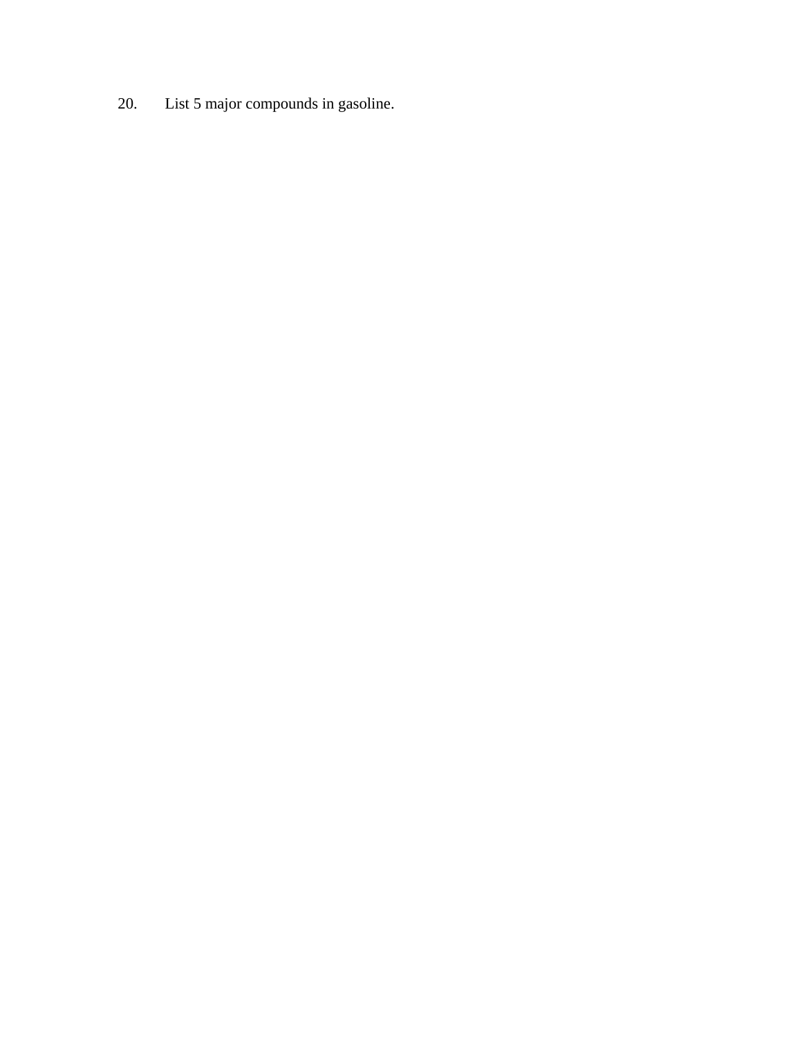20. List 5 major compounds in gasoline.